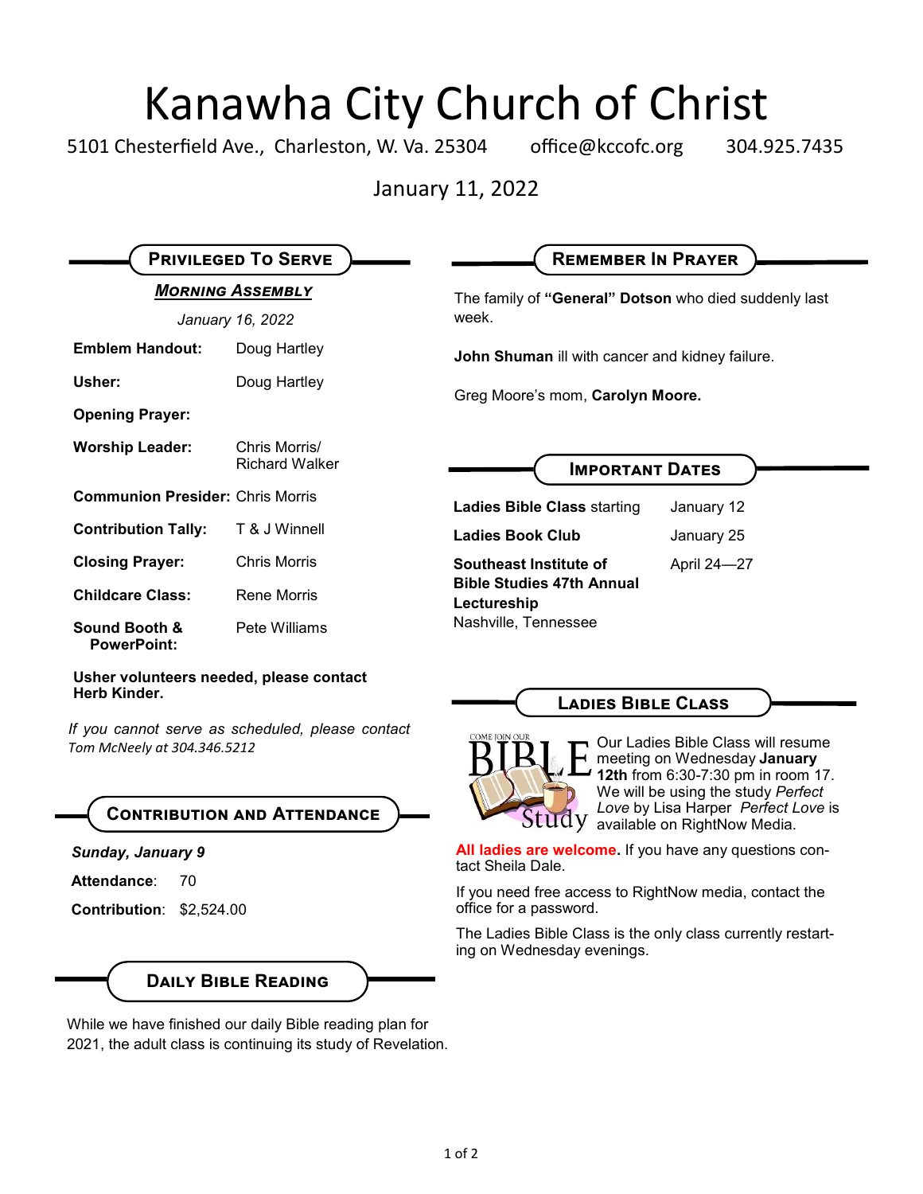# Kanawha City Church of Christ

5101 Chesterfield Ave., Charleston, W. Va. 25304 office@kccofc.org 304.925.7435

January 11, 2022

## Privileged To Serve

***Morning Assembly***

*January 16, 2022*

| | |
|---|---|
| **Emblem Handout:** | Doug Hartley |
| **Usher:** | Doug Hartley |
| **Opening Prayer:** | |
| **Worship Leader:** | Chris Morris/ Richard Walker |
| **Communion Presider:** | Chris Morris |
| **Contribution Tally:** | T & J Winnell |
| **Closing Prayer:** | Chris Morris |
| **Childcare Class:** | Rene Morris |
| **Sound Booth & PowerPoint:** | Pete Williams |

**Usher volunteers needed, please contact Herb Kinder.**

*If you cannot serve as scheduled, please contact Tom McNeely at 304.346.5212*

## Contribution and Attendance

***Sunday, January 9***

**Attendance**: 70

**Contribution**: $2,524.00

## Daily Bible Reading

While we have finished our daily Bible reading plan for 2021, the adult class is continuing its study of Revelation.

## Remember In Prayer

The family of **"General" Dotson** who died suddenly last week.

**John Shuman** ill with cancer and kidney failure.

Greg Moore's mom, **Carolyn Moore.**

## Important Dates

| | |
|---|---|
| **Ladies Bible Class** starting | January 12 |
| **Ladies Book Club** | January 25 |
| **Southeast Institute of Bible Studies 47th Annual Lectureship** Nashville, Tennessee | April 24—27 |

## Ladies Bible Class

Our Ladies Bible Class will resume meeting on Wednesday **January 12th** from 6:30-7:30 pm in room 17. We will be using the study *Perfect Love* by Lisa Harper *Perfect Love* is available on RightNow Media.

**All ladies are welcome.** If you have any questions contact Sheila Dale.

If you need free access to RightNow media, contact the office for a password.

The Ladies Bible Class is the only class currently restarting on Wednesday evenings.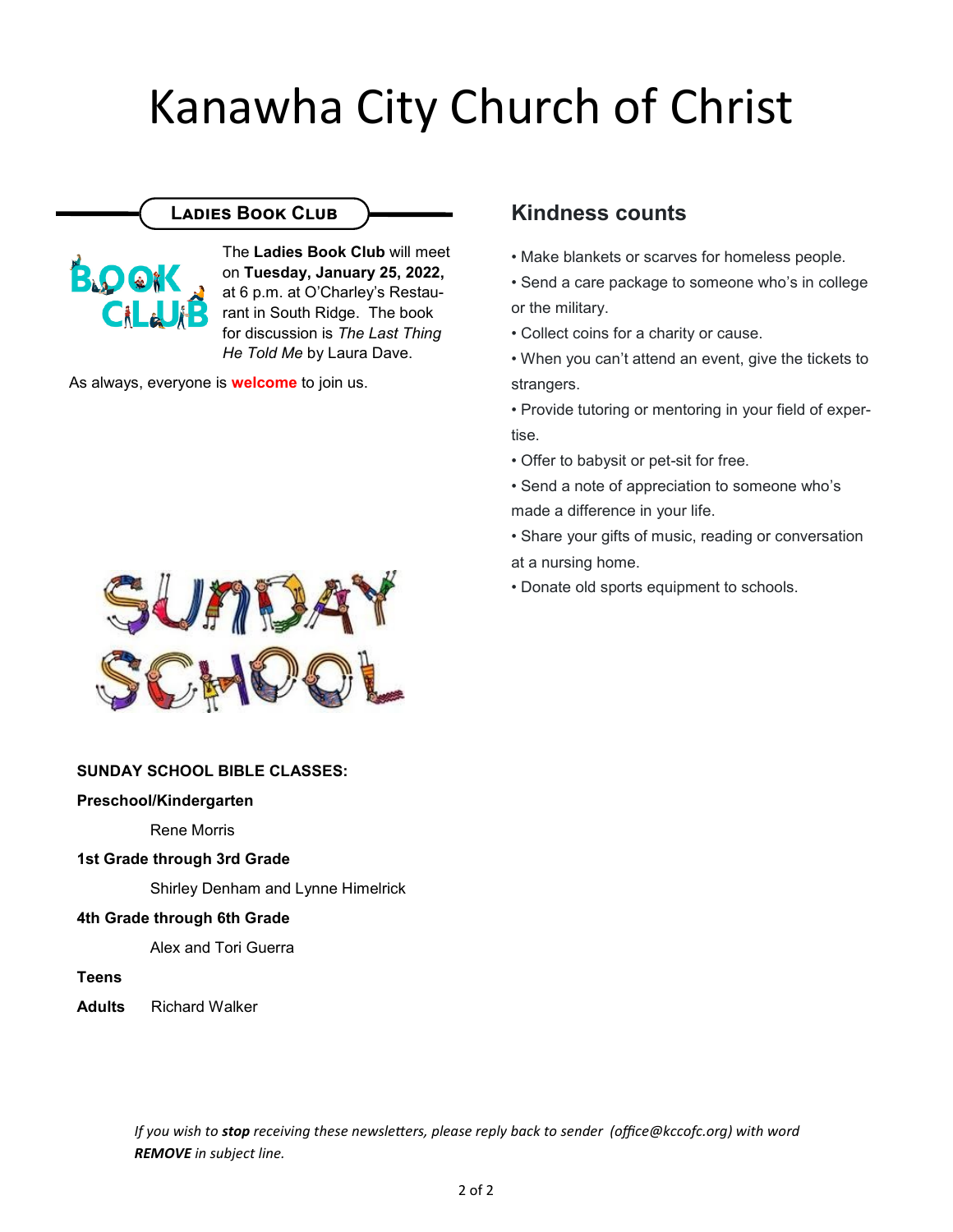# Kanawha City Church of Christ

## Ladies Book Club

The **Ladies Book Club** will meet on **Tuesday, January 25, 2022,** at 6 p.m. at O'Charley's Restaurant in South Ridge. The book for discussion is *The Last Thing He Told Me* by Laura Dave.

As always, everyone is **welcome** to join us.

**SUNDAY SCHOOL BIBLE CLASSES:**

**Preschool/Kindergarten**

Rene Morris

**1st Grade through 3rd Grade**

Shirley Denham and Lynne Himelrick

**4th Grade through 6th Grade**

Alex and Tori Guerra

**Teens**

**Adults** Richard Walker

## Kindness counts

- Make blankets or scarves for homeless people.
- Send a care package to someone who's in college or the military.
- Collect coins for a charity or cause.
- When you can't attend an event, give the tickets to strangers.
- Provide tutoring or mentoring in your field of expertise.
- Offer to babysit or pet-sit for free.
- Send a note of appreciation to someone who's made a difference in your life.
- Share your gifts of music, reading or conversation at a nursing home.
- Donate old sports equipment to schools.

*If you wish to **stop** receiving these newsletters, please reply back to sender (office@kccofc.org) with word **REMOVE** in subject line.*